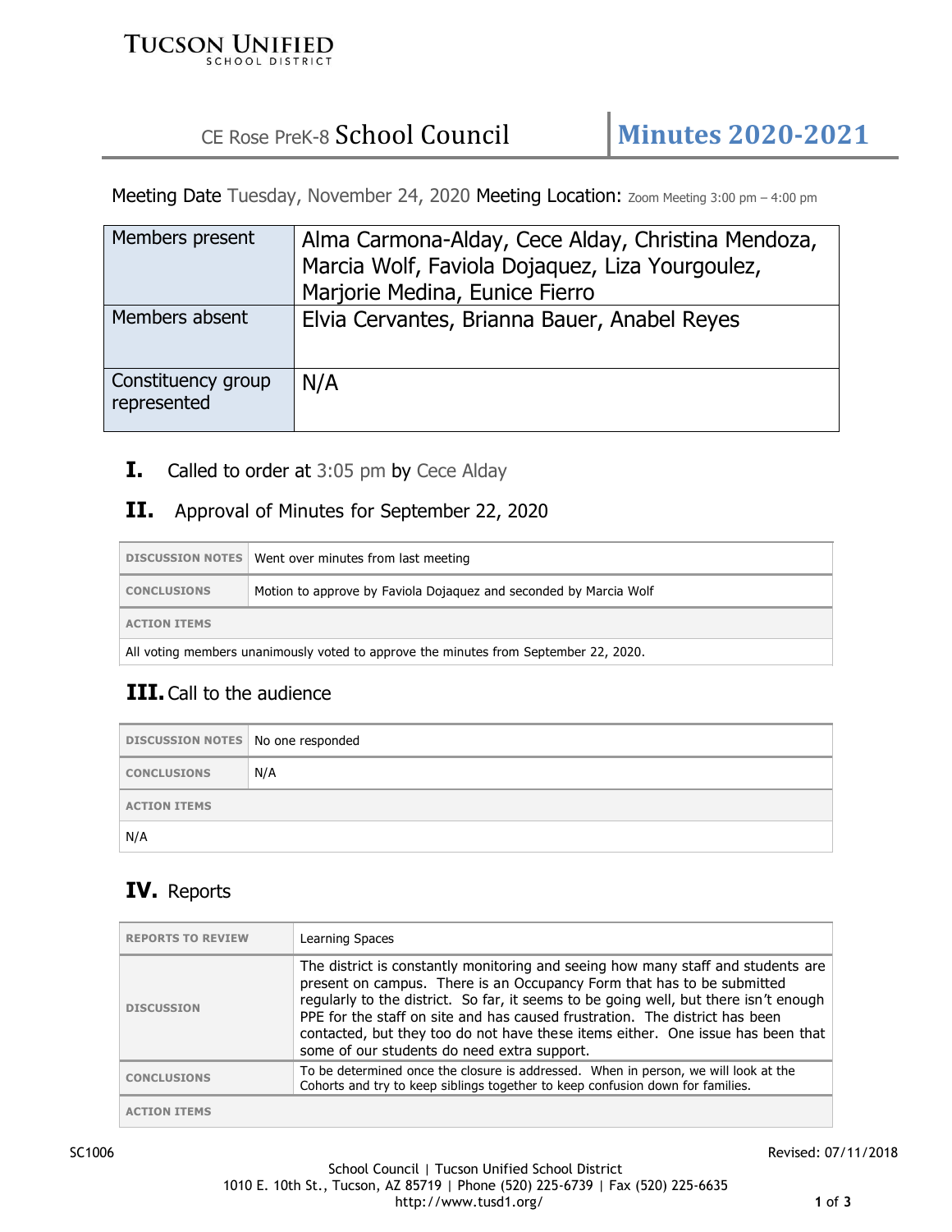TUCSON UNIFIED SCHOOL DISTRICT

# CE Rose PreK-8 School Council — Minutes 2020-2021

Meeting Date Tuesday, November 24, 2020 Meeting Location: Zoom Meeting 3:00 pm – 4:00 pm

| Members present | Alma Carmona-Alday, Cece Alday, Christina Mendoza, Marcia Wolf, Faviola Dojaquez, Liza Yourgoulez, Marjorie Medina, Eunice Fierro |
|---|---|
| Members absent | Elvia Cervantes, Brianna Bauer, Anabel Reyes |
| Constituency group represented | N/A |

## I. Called to order at 3:05 pm by Cece Alday

## II. Approval of Minutes for September 22, 2020

| DISCUSSION NOTES | Went over minutes from last meeting |
|---|---|
| CONCLUSIONS | Motion to approve by Faviola Dojaquez and seconded by Marcia Wolf |
| ACTION ITEMS | |
| All voting members unanimously voted to approve the minutes from September 22, 2020. | |

## III. Call to the audience

| DISCUSSION NOTES | No one responded |
|---|---|
| CONCLUSIONS | N/A |
| ACTION ITEMS | |
| N/A | |

## IV. Reports

| REPORTS TO REVIEW | Learning Spaces |
|---|---|
| DISCUSSION | The district is constantly monitoring and seeing how many staff and students are present on campus. There is an Occupancy Form that has to be submitted regularly to the district. So far, it seems to be going well, but there isn't enough PPE for the staff on site and has caused frustration. The district has been contacted, but they too do not have these items either. One issue has been that some of our students do need extra support. |
| CONCLUSIONS | To be determined once the closure is addressed. When in person, we will look at the Cohorts and try to keep siblings together to keep confusion down for families. |
| ACTION ITEMS | |

SC1006 — Revised: 07/11/2018

School Council | Tucson Unified School District
1010 E. 10th St., Tucson, AZ 85719 | Phone (520) 225-6739 | Fax (520) 225-6635
http://www.tusd1.org/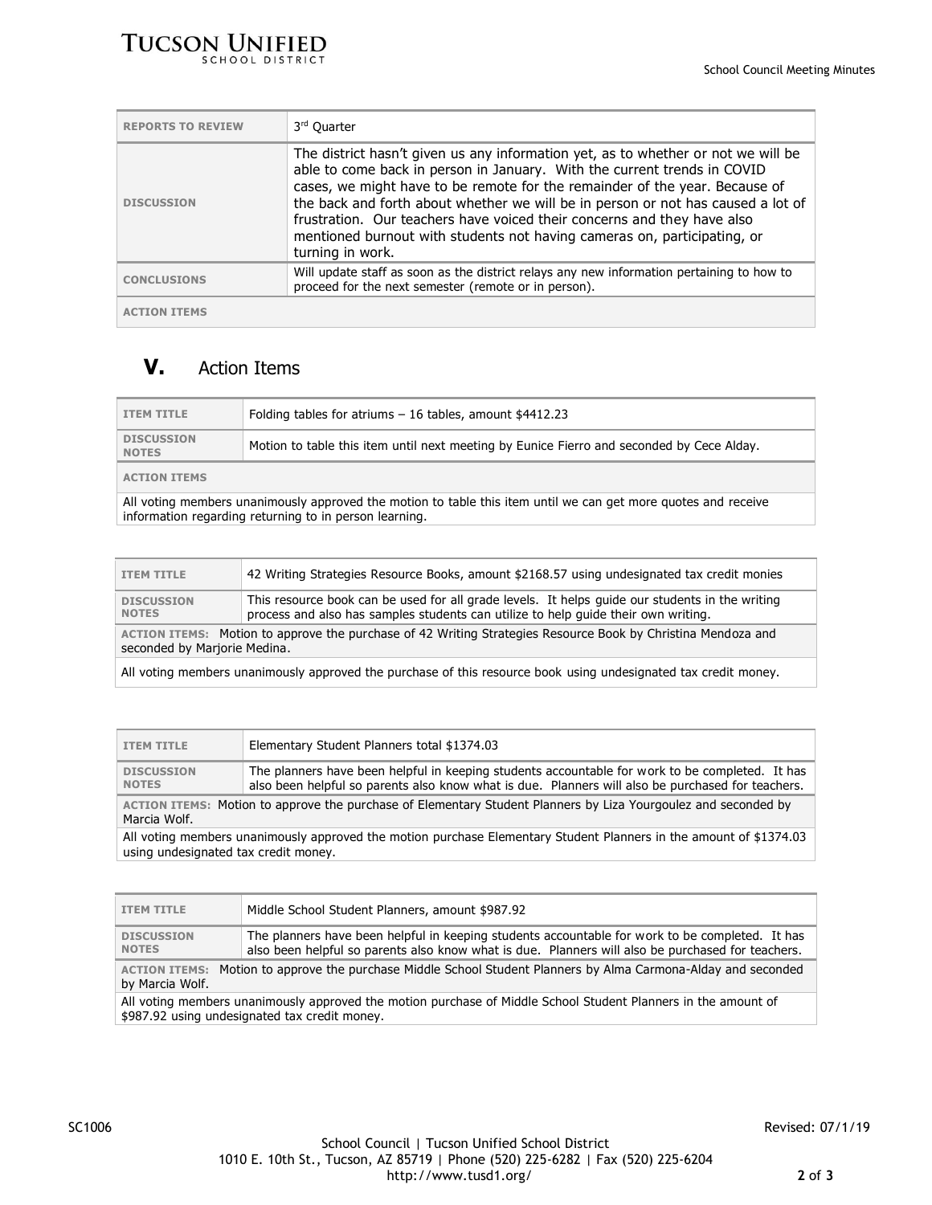| REPORTS TO REVIEW | 3rd Quarter |
|---|---|
| DISCUSSION | The district hasn't given us any information yet, as to whether or not we will be able to come back in person in January. With the current trends in COVID cases, we might have to be remote for the remainder of the year. Because of the back and forth about whether we will be in person or not has caused a lot of frustration. Our teachers have voiced their concerns and they have also mentioned burnout with students not having cameras on, participating, or turning in work. |
| CONCLUSIONS | Will update staff as soon as the district relays any new information pertaining to how to proceed for the next semester (remote or in person). |
| ACTION ITEMS | |

## V. Action Items

| ITEM TITLE | Folding tables for atriums – 16 tables, amount $4412.23 |
|---|---|
| DISCUSSION NOTES | Motion to table this item until next meeting by Eunice Fierro and seconded by Cece Alday. |
| ACTION ITEMS | |
| All voting members unanimously approved the motion to table this item until we can get more quotes and receive information regarding returning to in person learning. | |

| ITEM TITLE | 42 Writing Strategies Resource Books, amount $2168.57 using undesignated tax credit monies |
|---|---|
| DISCUSSION NOTES | This resource book can be used for all grade levels. It helps guide our students in the writing process and also has samples students can utilize to help guide their own writing. |
| ACTION ITEMS: Motion to approve the purchase of 42 Writing Strategies Resource Book by Christina Mendoza and seconded by Marjorie Medina. | |
| All voting members unanimously approved the purchase of this resource book using undesignated tax credit money. | |

| ITEM TITLE | Elementary Student Planners total $1374.03 |
|---|---|
| DISCUSSION NOTES | The planners have been helpful in keeping students accountable for work to be completed. It has also been helpful so parents also know what is due. Planners will also be purchased for teachers. |
| ACTION ITEMS: Motion to approve the purchase of Elementary Student Planners by Liza Yourgoulez and seconded by Marcia Wolf. | |
| All voting members unanimously approved the motion purchase Elementary Student Planners in the amount of $1374.03 using undesignated tax credit money. | |

| ITEM TITLE | Middle School Student Planners, amount $987.92 |
|---|---|
| DISCUSSION NOTES | The planners have been helpful in keeping students accountable for work to be completed. It has also been helpful so parents also know what is due. Planners will also be purchased for teachers. |
| ACTION ITEMS: Motion to approve the purchase Middle School Student Planners by Alma Carmona-Alday and seconded by Marcia Wolf. | |
| All voting members unanimously approved the motion purchase of Middle School Student Planners in the amount of $987.92 using undesignated tax credit money. | |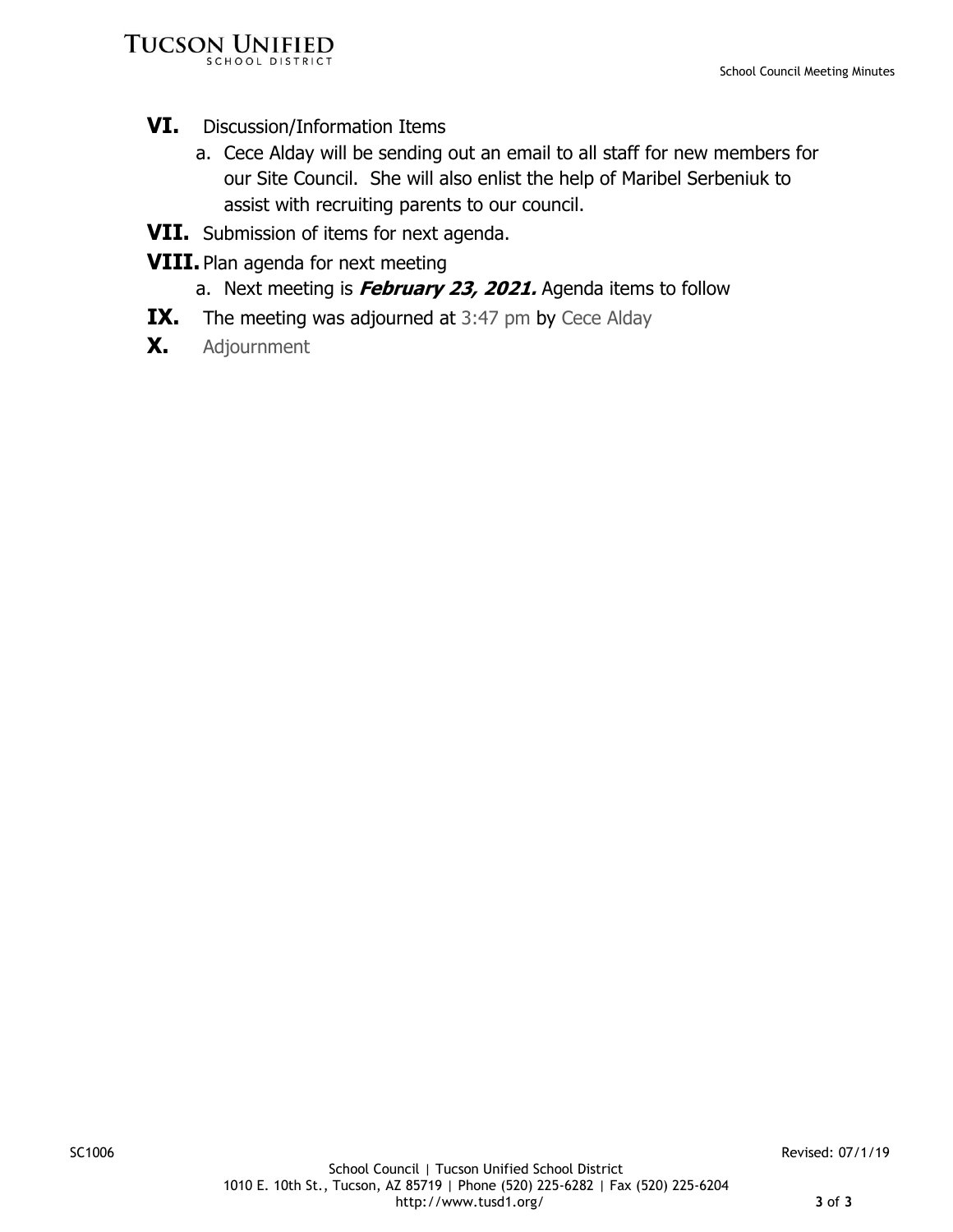**VI.** Discussion/Information Items

a. Cece Alday will be sending out an email to all staff for new members for our Site Council. She will also enlist the help of Maribel Serbeniuk to assist with recruiting parents to our council.

**VII.** Submission of items for next agenda.

**VIII.** Plan agenda for next meeting

a. Next meeting is ***February 23, 2021.*** Agenda items to follow

**IX.** The meeting was adjourned at 3:47 pm by Cece Alday

**X.** Adjournment

SC1006 Revised: 07/1/19

School Council | Tucson Unified School District
1010 E. 10th St., Tucson, AZ 85719 | Phone (520) 225-6282 | Fax (520) 225-6204
http://www.tusd1.org/